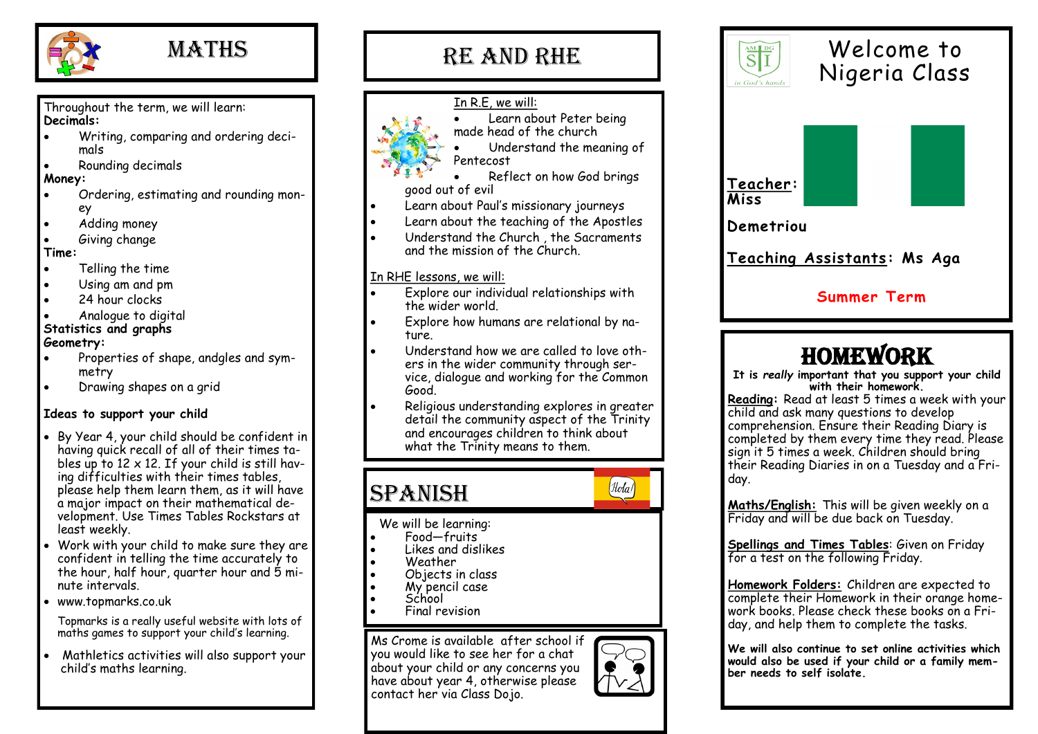# MATHS

Throughout the term, we will learn:

**Decimals:**

- Writing, comparing and ordering decimals
- Rounding decimals

**Money:**

- Ordering, estimating and rounding money
- Adding money
- Giving change

**Time:**

- Telling the time
- Using am and pm
- 24 hour clocks
- Analogue to digital

**Statistics and graphs**

**Geometry:**

- Properties of shape, andgles and symmetry
- Drawing shapes on a grid

**Ideas to support your child**

- By Year 4, your child should be confident in having quick recall of all of their times tables up to 12 x 12. If your child is still having difficulties with their times tables, please help them learn them, as it will have a major impact on their mathematical development. Use Times Tables Rockstars at least weekly.
- Work with your child to make sure they are confident in telling the time accurately to the hour, half hour, quarter hour and 5 minute intervals.
- www.topmarks.co.uk

  Topmarks is a really useful website with lots of maths games to support your child's learning.
- Mathletics activities will also support your child's maths learning.

# RE AND RHE

In R.E, we will:

- Learn about Peter being made head of the church
- Understand the meaning of Pentecost
- Reflect on how God brings good out of evil
- Learn about Paul's missionary journeys
- Learn about the teaching of the Apostles
- Understand the Church , the Sacraments and the mission of the Church.

In RHE lessons, we will:

- Explore our individual relationships with the wider world.
- Explore how humans are relational by nature.
- Understand how we are called to love others in the wider community through service, dialogue and working for the Common Good.
- Religious understanding explores in greater detail the community aspect of the Trinity and encourages children to think about what the Trinity means to them.

# SPANISH

We will be learning:

- Food—fruits
- Likes and dislikes
- Weather
- Objects in class
- My pencil case
- School
- Final revision

Ms Crome is available after school if you would like to see her for a chat about your child or any concerns you have about year 4, otherwise please contact her via Class Dojo.

# Welcome to Nigeria Class

**Teacher: Miss Demetriou**

**Teaching Assistants: Ms Aga**

**Summer Term**

# HOMEWORK

**It is *really* important that you support your child with their homework.**

**Reading:** Read at least 5 times a week with your child and ask many questions to develop comprehension. Ensure their Reading Diary is completed by them every time they read. Please sign it 5 times a week. Children should bring their Reading Diaries in on a Tuesday and a Friday.

**Maths/English:** This will be given weekly on a Friday and will be due back on Tuesday.

**Spellings and Times Tables**: Given on Friday for a test on the following Friday.

**Homework Folders:** Children are expected to complete their Homework in their orange homework books. Please check these books on a Friday, and help them to complete the tasks.

**We will also continue to set online activities which would also be used if your child or a family member needs to self isolate.**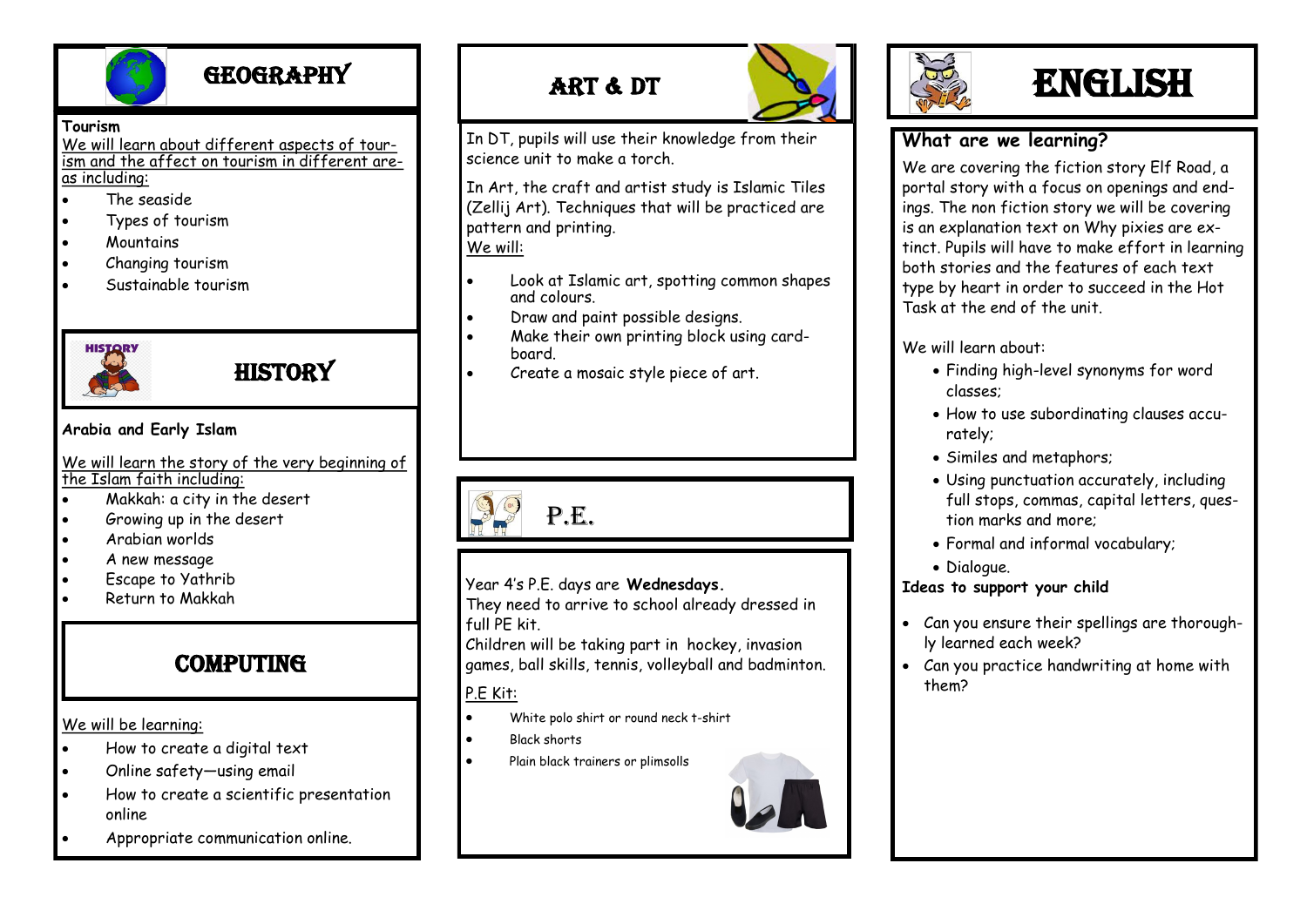## GEOGRAPHY

**Tourism**

We will learn about different aspects of tourism and the affect on tourism in different areas including:

- The seaside
- Types of tourism
- Mountains
- Changing tourism
- Sustainable tourism

## HISTORY

**Arabia and Early Islam**

We will learn the story of the very beginning of the Islam faith including:

- Makkah: a city in the desert
- Growing up in the desert
- Arabian worlds
- A new message
- Escape to Yathrib
- Return to Makkah

## COMPUTING

We will be learning:

- How to create a digital text
- Online safety—using email
- How to create a scientific presentation online
- Appropriate communication online.

## ART & DT

In DT, pupils will use their knowledge from their science unit to make a torch.

In Art, the craft and artist study is Islamic Tiles (Zellij Art). Techniques that will be practiced are pattern and printing.

We will:

- Look at Islamic art, spotting common shapes and colours.
- Draw and paint possible designs.
- Make their own printing block using cardboard.
- Create a mosaic style piece of art.

## P.E.

Year 4's P.E. days are **Wednesdays.**
They need to arrive to school already dressed in full PE kit.
Children will be taking part in hockey, invasion games, ball skills, tennis, volleyball and badminton.

P.E Kit:

- White polo shirt or round neck t-shirt
- Black shorts
- Plain black trainers or plimsolls

## ENGLISH

### What are we learning?

We are covering the fiction story Elf Road, a portal story with a focus on openings and endings. The non fiction story we will be covering is an explanation text on Why pixies are extinct. Pupils will have to make effort in learning both stories and the features of each text type by heart in order to succeed in the Hot Task at the end of the unit.

We will learn about:

- Finding high-level synonyms for word classes;
- How to use subordinating clauses accurately;
- Similes and metaphors;
- Using punctuation accurately, including full stops, commas, capital letters, question marks and more;
- Formal and informal vocabulary;
- Dialogue.

**Ideas to support your child**

- Can you ensure their spellings are thoroughly learned each week?
- Can you practice handwriting at home with them?